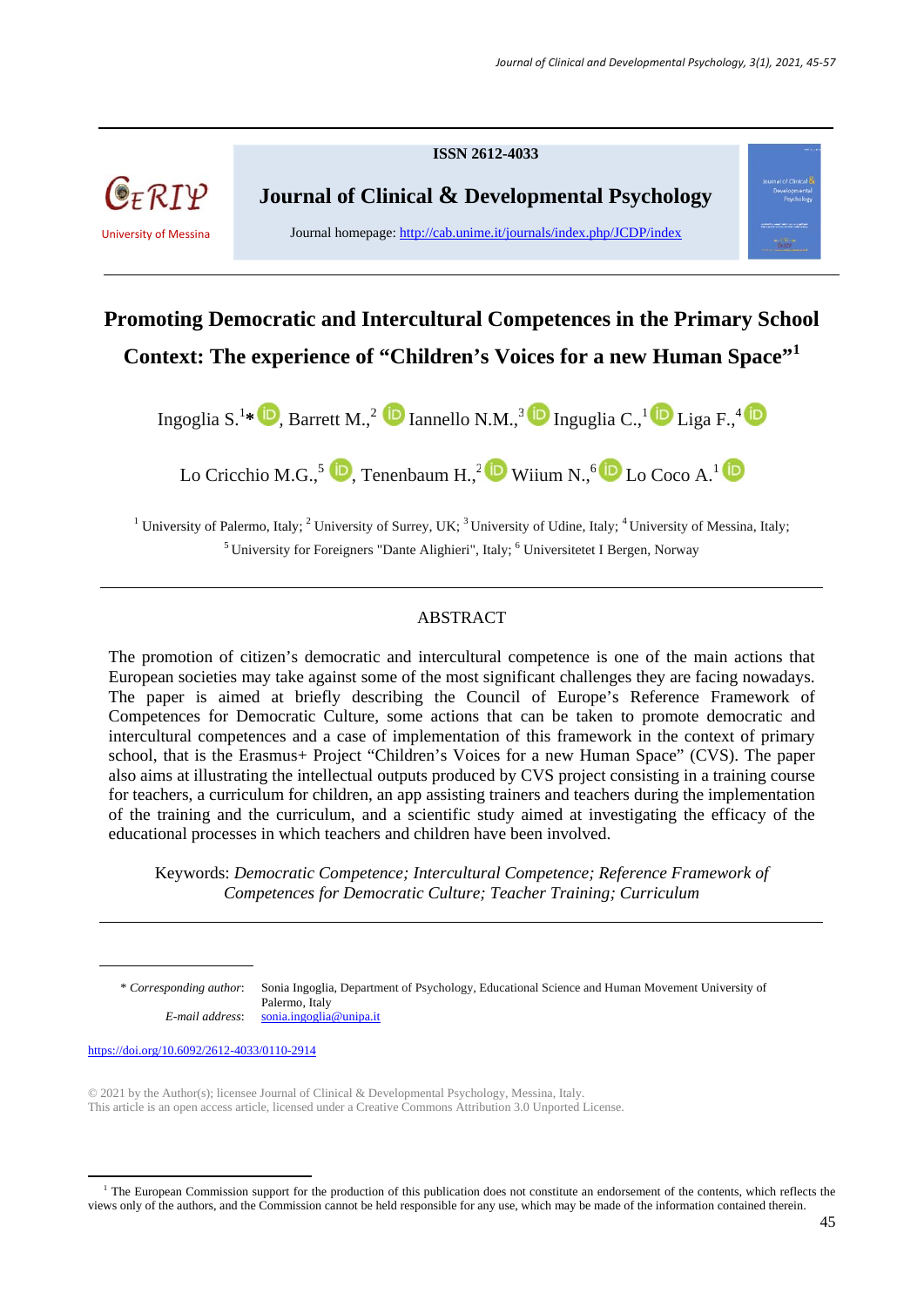ISSN 2612-4033

**Journal of Clinical & Developmental Psychology**

Journal homepage: http://cab.unime.it/journals/index.php/JCDP/index

CERIP University of Messina

# Promoting Democratic and Intercultural Competences in the Primary School Context: The experience of "Children's Voices for a new Human Space"[1]

Ingoglia S.[1]*, Barrett M.,[2] Iannello N.M.,[3] Inguglia C.,[1] Liga F.,[4] Lo Cricchio M.G.,[5] Tenenbaum H.,[2] Wiium N.,[6] Lo Coco A.[1]

[1] University of Palermo, Italy; [2] University of Surrey, UK; [3] University of Udine, Italy; [4] University of Messina, Italy; [5] University for Foreigners "Dante Alighieri", Italy; [6] Universitetet I Bergen, Norway

## ABSTRACT

The promotion of citizen's democratic and intercultural competence is one of the main actions that European societies may take against some of the most significant challenges they are facing nowadays. The paper is aimed at briefly describing the Council of Europe's Reference Framework of Competences for Democratic Culture, some actions that can be taken to promote democratic and intercultural competences and a case of implementation of this framework in the context of primary school, that is the Erasmus+ Project "Children's Voices for a new Human Space" (CVS). The paper also aims at illustrating the intellectual outputs produced by CVS project consisting in a training course for teachers, a curriculum for children, an app assisting trainers and teachers during the implementation of the training and the curriculum, and a scientific study aimed at investigating the efficacy of the educational processes in which teachers and children have been involved.

Keywords: *Democratic Competence; Intercultural Competence; Reference Framework of Competences for Democratic Culture; Teacher Training; Curriculum*

---

*\* Corresponding author*: Sonia Ingoglia, Department of Psychology, Educational Science and Human Movement University of Palermo, Italy

*E-mail address*: sonia.ingoglia@unipa.it

https://doi.org/10.6092/2612-4033/0110-2914

© 2021 by the Author(s); licensee Journal of Clinical & Developmental Psychology, Messina, Italy. This article is an open access article, licensed under a Creative Commons Attribution 3.0 Unported License.

---

[1] The European Commission support for the production of this publication does not constitute an endorsement of the contents, which reflects the views only of the authors, and the Commission cannot be held responsible for any use, which may be made of the information contained therein.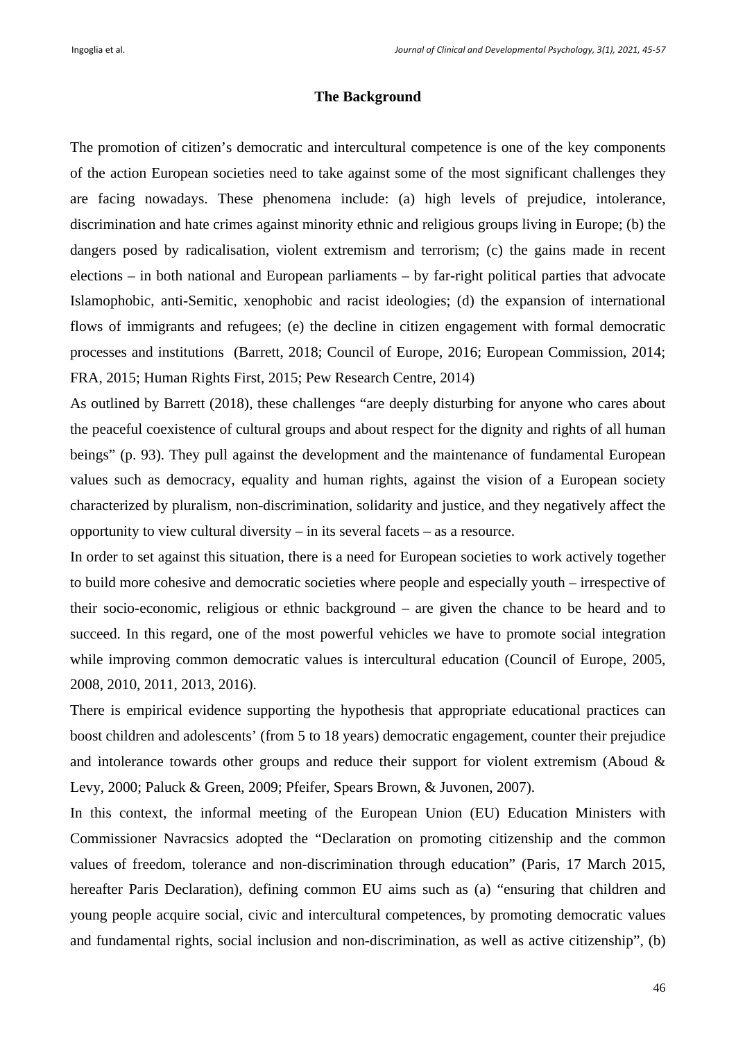## The Background

The promotion of citizen's democratic and intercultural competence is one of the key components of the action European societies need to take against some of the most significant challenges they are facing nowadays. These phenomena include: (a) high levels of prejudice, intolerance, discrimination and hate crimes against minority ethnic and religious groups living in Europe; (b) the dangers posed by radicalisation, violent extremism and terrorism; (c) the gains made in recent elections – in both national and European parliaments – by far-right political parties that advocate Islamophobic, anti-Semitic, xenophobic and racist ideologies; (d) the expansion of international flows of immigrants and refugees; (e) the decline in citizen engagement with formal democratic processes and institutions (Barrett, 2018; Council of Europe, 2016; European Commission, 2014; FRA, 2015; Human Rights First, 2015; Pew Research Centre, 2014)

As outlined by Barrett (2018), these challenges "are deeply disturbing for anyone who cares about the peaceful coexistence of cultural groups and about respect for the dignity and rights of all human beings" (p. 93). They pull against the development and the maintenance of fundamental European values such as democracy, equality and human rights, against the vision of a European society characterized by pluralism, non-discrimination, solidarity and justice, and they negatively affect the opportunity to view cultural diversity – in its several facets – as a resource.

In order to set against this situation, there is a need for European societies to work actively together to build more cohesive and democratic societies where people and especially youth – irrespective of their socio-economic, religious or ethnic background – are given the chance to be heard and to succeed. In this regard, one of the most powerful vehicles we have to promote social integration while improving common democratic values is intercultural education (Council of Europe, 2005, 2008, 2010, 2011, 2013, 2016).

There is empirical evidence supporting the hypothesis that appropriate educational practices can boost children and adolescents' (from 5 to 18 years) democratic engagement, counter their prejudice and intolerance towards other groups and reduce their support for violent extremism (Aboud & Levy, 2000; Paluck & Green, 2009; Pfeifer, Spears Brown, & Juvonen, 2007).

In this context, the informal meeting of the European Union (EU) Education Ministers with Commissioner Navracsics adopted the "Declaration on promoting citizenship and the common values of freedom, tolerance and non-discrimination through education" (Paris, 17 March 2015, hereafter Paris Declaration), defining common EU aims such as (a) "ensuring that children and young people acquire social, civic and intercultural competences, by promoting democratic values and fundamental rights, social inclusion and non-discrimination, as well as active citizenship", (b)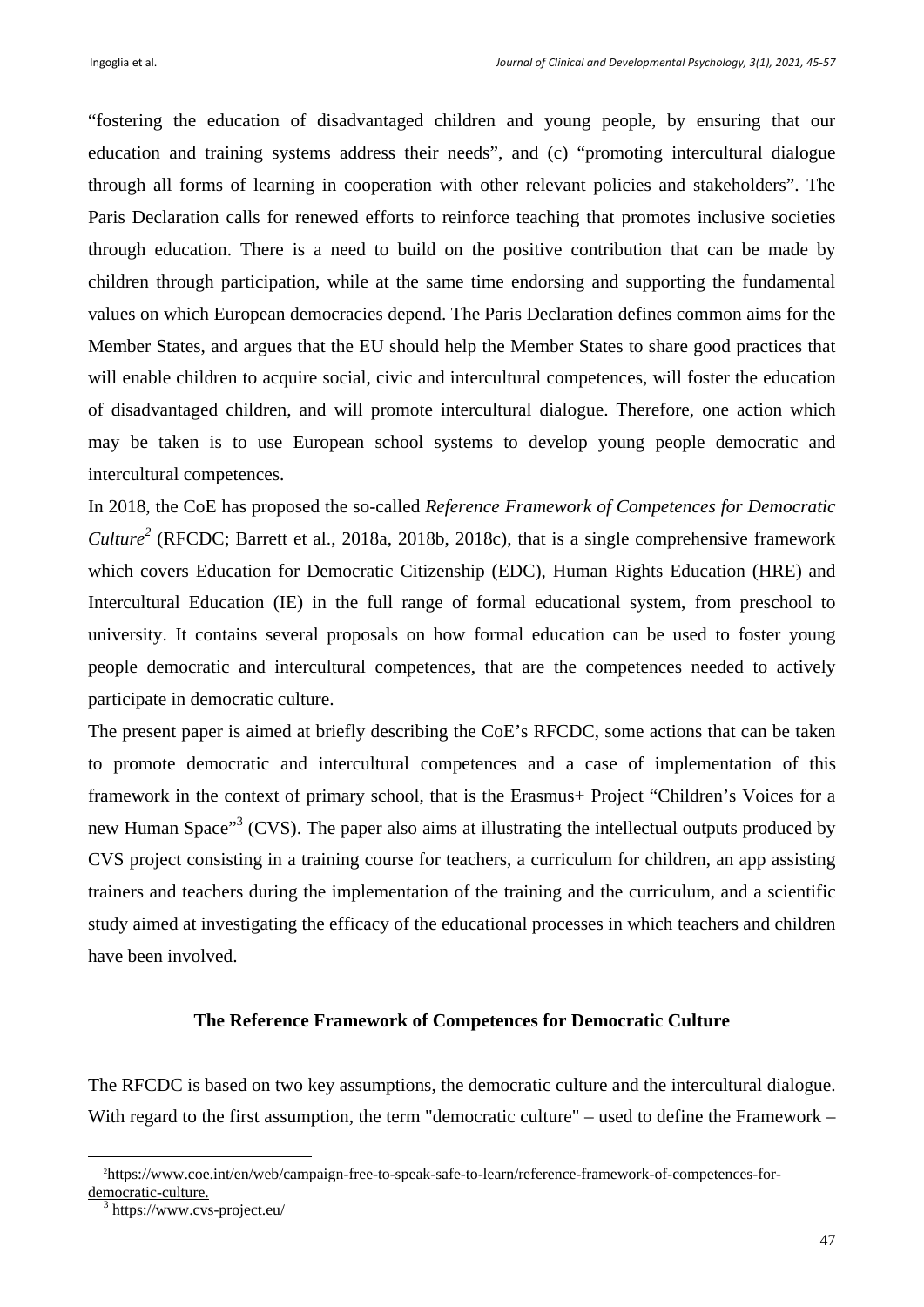"fostering the education of disadvantaged children and young people, by ensuring that our education and training systems address their needs", and (c) "promoting intercultural dialogue through all forms of learning in cooperation with other relevant policies and stakeholders". The Paris Declaration calls for renewed efforts to reinforce teaching that promotes inclusive societies through education. There is a need to build on the positive contribution that can be made by children through participation, while at the same time endorsing and supporting the fundamental values on which European democracies depend. The Paris Declaration defines common aims for the Member States, and argues that the EU should help the Member States to share good practices that will enable children to acquire social, civic and intercultural competences, will foster the education of disadvantaged children, and will promote intercultural dialogue. Therefore, one action which may be taken is to use European school systems to develop young people democratic and intercultural competences.

In 2018, the CoE has proposed the so-called *Reference Framework of Competences for Democratic Culture*[2] (RFCDC; Barrett et al., 2018a, 2018b, 2018c), that is a single comprehensive framework which covers Education for Democratic Citizenship (EDC), Human Rights Education (HRE) and Intercultural Education (IE) in the full range of formal educational system, from preschool to university. It contains several proposals on how formal education can be used to foster young people democratic and intercultural competences, that are the competences needed to actively participate in democratic culture.

The present paper is aimed at briefly describing the CoE's RFCDC, some actions that can be taken to promote democratic and intercultural competences and a case of implementation of this framework in the context of primary school, that is the Erasmus+ Project "Children's Voices for a new Human Space"[3] (CVS). The paper also aims at illustrating the intellectual outputs produced by CVS project consisting in a training course for teachers, a curriculum for children, an app assisting trainers and teachers during the implementation of the training and the curriculum, and a scientific study aimed at investigating the efficacy of the educational processes in which teachers and children have been involved.

## The Reference Framework of Competences for Democratic Culture

The RFCDC is based on two key assumptions, the democratic culture and the intercultural dialogue. With regard to the first assumption, the term "democratic culture" – used to define the Framework –

---

[2] https://www.coe.int/en/web/campaign-free-to-speak-safe-to-learn/reference-framework-of-competences-for-democratic-culture.

[3] https://www.cvs-project.eu/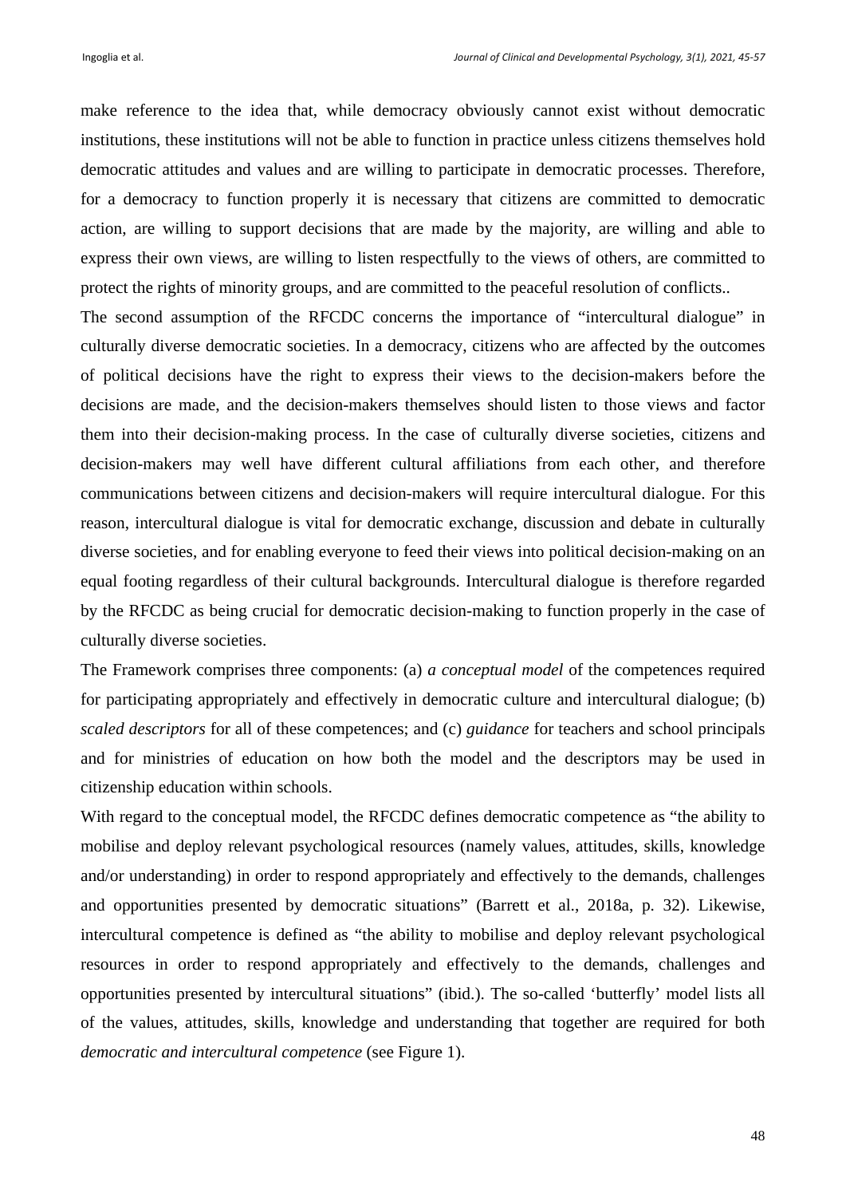make reference to the idea that, while democracy obviously cannot exist without democratic institutions, these institutions will not be able to function in practice unless citizens themselves hold democratic attitudes and values and are willing to participate in democratic processes. Therefore, for a democracy to function properly it is necessary that citizens are committed to democratic action, are willing to support decisions that are made by the majority, are willing and able to express their own views, are willing to listen respectfully to the views of others, are committed to protect the rights of minority groups, and are committed to the peaceful resolution of conflicts..

The second assumption of the RFCDC concerns the importance of "intercultural dialogue" in culturally diverse democratic societies. In a democracy, citizens who are affected by the outcomes of political decisions have the right to express their views to the decision-makers before the decisions are made, and the decision-makers themselves should listen to those views and factor them into their decision-making process. In the case of culturally diverse societies, citizens and decision-makers may well have different cultural affiliations from each other, and therefore communications between citizens and decision-makers will require intercultural dialogue. For this reason, intercultural dialogue is vital for democratic exchange, discussion and debate in culturally diverse societies, and for enabling everyone to feed their views into political decision-making on an equal footing regardless of their cultural backgrounds. Intercultural dialogue is therefore regarded by the RFCDC as being crucial for democratic decision-making to function properly in the case of culturally diverse societies.

The Framework comprises three components: (a) *a conceptual model* of the competences required for participating appropriately and effectively in democratic culture and intercultural dialogue; (b) *scaled descriptors* for all of these competences; and (c) *guidance* for teachers and school principals and for ministries of education on how both the model and the descriptors may be used in citizenship education within schools.

With regard to the conceptual model, the RFCDC defines democratic competence as "the ability to mobilise and deploy relevant psychological resources (namely values, attitudes, skills, knowledge and/or understanding) in order to respond appropriately and effectively to the demands, challenges and opportunities presented by democratic situations" (Barrett et al., 2018a, p. 32). Likewise, intercultural competence is defined as "the ability to mobilise and deploy relevant psychological resources in order to respond appropriately and effectively to the demands, challenges and opportunities presented by intercultural situations" (ibid.). The so-called 'butterfly' model lists all of the values, attitudes, skills, knowledge and understanding that together are required for both *democratic and intercultural competence* (see Figure 1).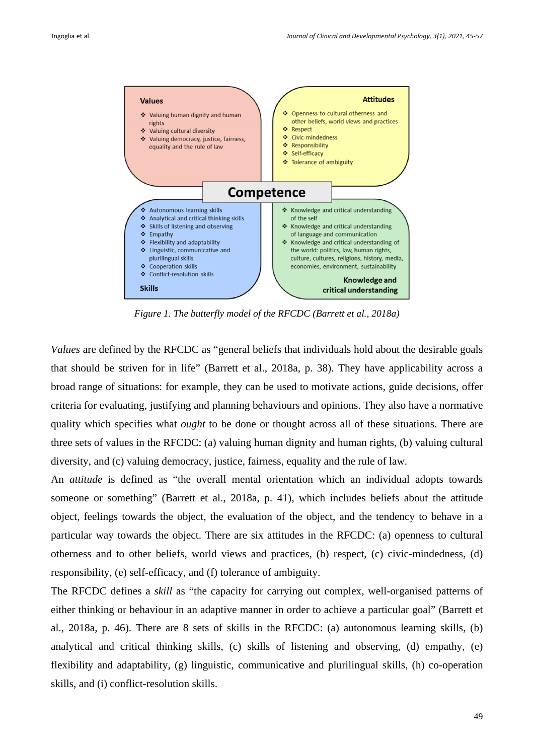**Values**

- Valuing human dignity and human rights
- Valuing cultural diversity
- Valuing democracy, justice, fairness, equality and the rule of law

**Attitudes**

- Openness to cultural otherness and other beliefs, world views and practices
- Respect
- Civic-mindedness
- Responsibility
- Self-efficacy
- Tolerance of ambiguity

**Competence**

**Skills**

- Autonomous learning skills
- Analytical and critical thinking skills
- Skills of listening and observing
- Empathy
- Flexibility and adaptability
- Linguistic, communicative and plurilingual skills
- Cooperation skills
- Conflict-resolution skills

**Knowledge and critical understanding**

- Knowledge and critical understanding of the self
- Knowledge and critical understanding of language and communication
- Knowledge and critical understanding of the world: politics, law, human rights, culture, cultures, religions, history, media, economies, environment, sustainability

*Figure 1. The butterfly model of the RFCDC (Barrett et al., 2018a)*

*Values* are defined by the RFCDC as "general beliefs that individuals hold about the desirable goals that should be striven for in life" (Barrett et al., 2018a, p. 38). They have applicability across a broad range of situations: for example, they can be used to motivate actions, guide decisions, offer criteria for evaluating, justifying and planning behaviours and opinions. They also have a normative quality which specifies what *ought* to be done or thought across all of these situations. There are three sets of values in the RFCDC: (a) valuing human dignity and human rights, (b) valuing cultural diversity, and (c) valuing democracy, justice, fairness, equality and the rule of law.

An *attitude* is defined as "the overall mental orientation which an individual adopts towards someone or something" (Barrett et al., 2018a, p. 41), which includes beliefs about the attitude object, feelings towards the object, the evaluation of the object, and the tendency to behave in a particular way towards the object. There are six attitudes in the RFCDC: (a) openness to cultural otherness and to other beliefs, world views and practices, (b) respect, (c) civic-mindedness, (d) responsibility, (e) self-efficacy, and (f) tolerance of ambiguity.

The RFCDC defines a *skill* as "the capacity for carrying out complex, well-organised patterns of either thinking or behaviour in an adaptive manner in order to achieve a particular goal" (Barrett et al., 2018a, p. 46). There are 8 sets of skills in the RFCDC: (a) autonomous learning skills, (b) analytical and critical thinking skills, (c) skills of listening and observing, (d) empathy, (e) flexibility and adaptability, (g) linguistic, communicative and plurilingual skills, (h) co-operation skills, and (i) conflict-resolution skills.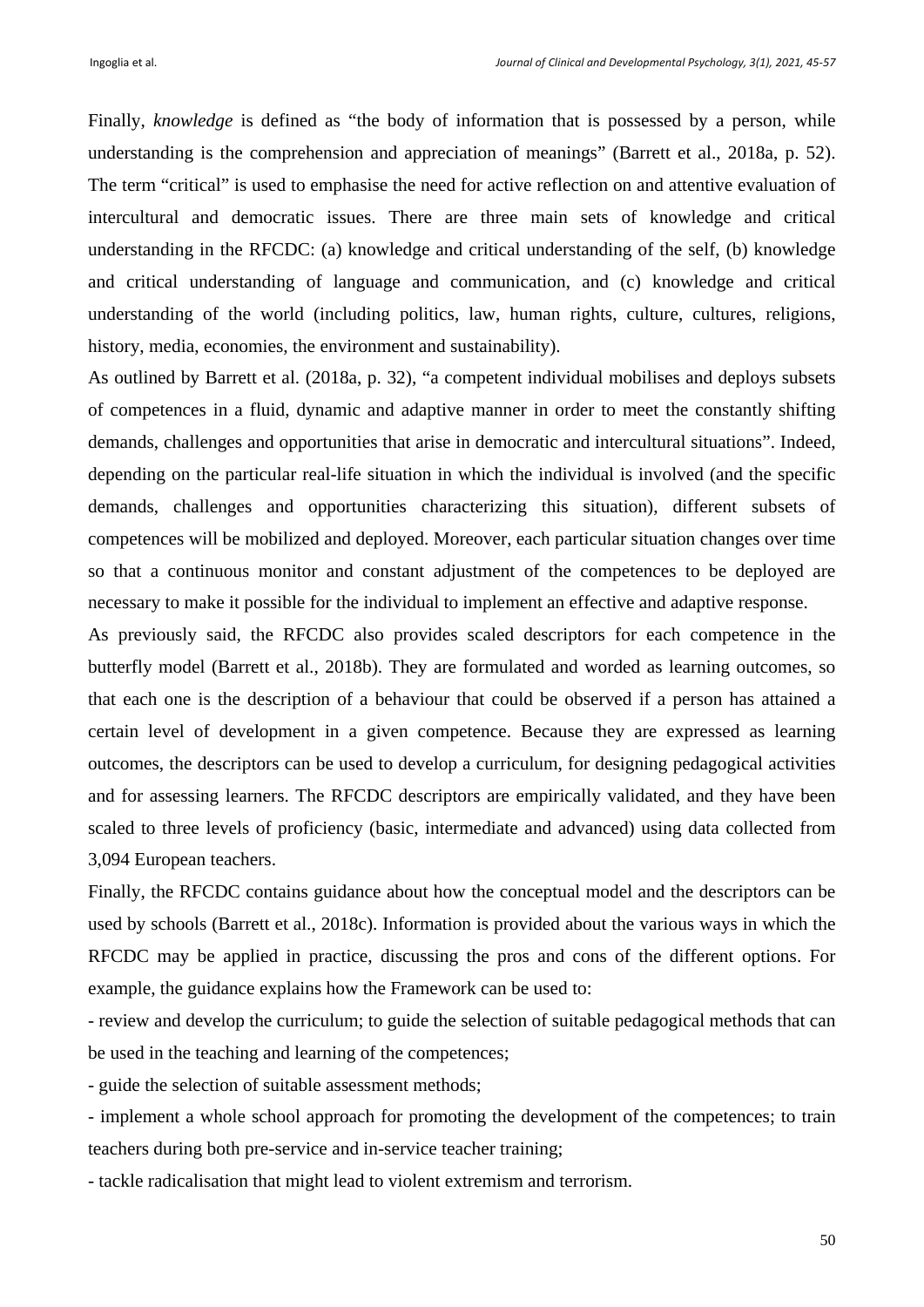Finally, *knowledge* is defined as "the body of information that is possessed by a person, while understanding is the comprehension and appreciation of meanings" (Barrett et al., 2018a, p. 52). The term "critical" is used to emphasise the need for active reflection on and attentive evaluation of intercultural and democratic issues. There are three main sets of knowledge and critical understanding in the RFCDC: (a) knowledge and critical understanding of the self, (b) knowledge and critical understanding of language and communication, and (c) knowledge and critical understanding of the world (including politics, law, human rights, culture, cultures, religions, history, media, economies, the environment and sustainability).

As outlined by Barrett et al. (2018a, p. 32), "a competent individual mobilises and deploys subsets of competences in a fluid, dynamic and adaptive manner in order to meet the constantly shifting demands, challenges and opportunities that arise in democratic and intercultural situations". Indeed, depending on the particular real-life situation in which the individual is involved (and the specific demands, challenges and opportunities characterizing this situation), different subsets of competences will be mobilized and deployed. Moreover, each particular situation changes over time so that a continuous monitor and constant adjustment of the competences to be deployed are necessary to make it possible for the individual to implement an effective and adaptive response.

As previously said, the RFCDC also provides scaled descriptors for each competence in the butterfly model (Barrett et al., 2018b). They are formulated and worded as learning outcomes, so that each one is the description of a behaviour that could be observed if a person has attained a certain level of development in a given competence. Because they are expressed as learning outcomes, the descriptors can be used to develop a curriculum, for designing pedagogical activities and for assessing learners. The RFCDC descriptors are empirically validated, and they have been scaled to three levels of proficiency (basic, intermediate and advanced) using data collected from 3,094 European teachers.

Finally, the RFCDC contains guidance about how the conceptual model and the descriptors can be used by schools (Barrett et al., 2018c). Information is provided about the various ways in which the RFCDC may be applied in practice, discussing the pros and cons of the different options. For example, the guidance explains how the Framework can be used to:

- review and develop the curriculum; to guide the selection of suitable pedagogical methods that can be used in the teaching and learning of the competences;
- guide the selection of suitable assessment methods;
- implement a whole school approach for promoting the development of the competences; to train teachers during both pre-service and in-service teacher training;
- tackle radicalisation that might lead to violent extremism and terrorism.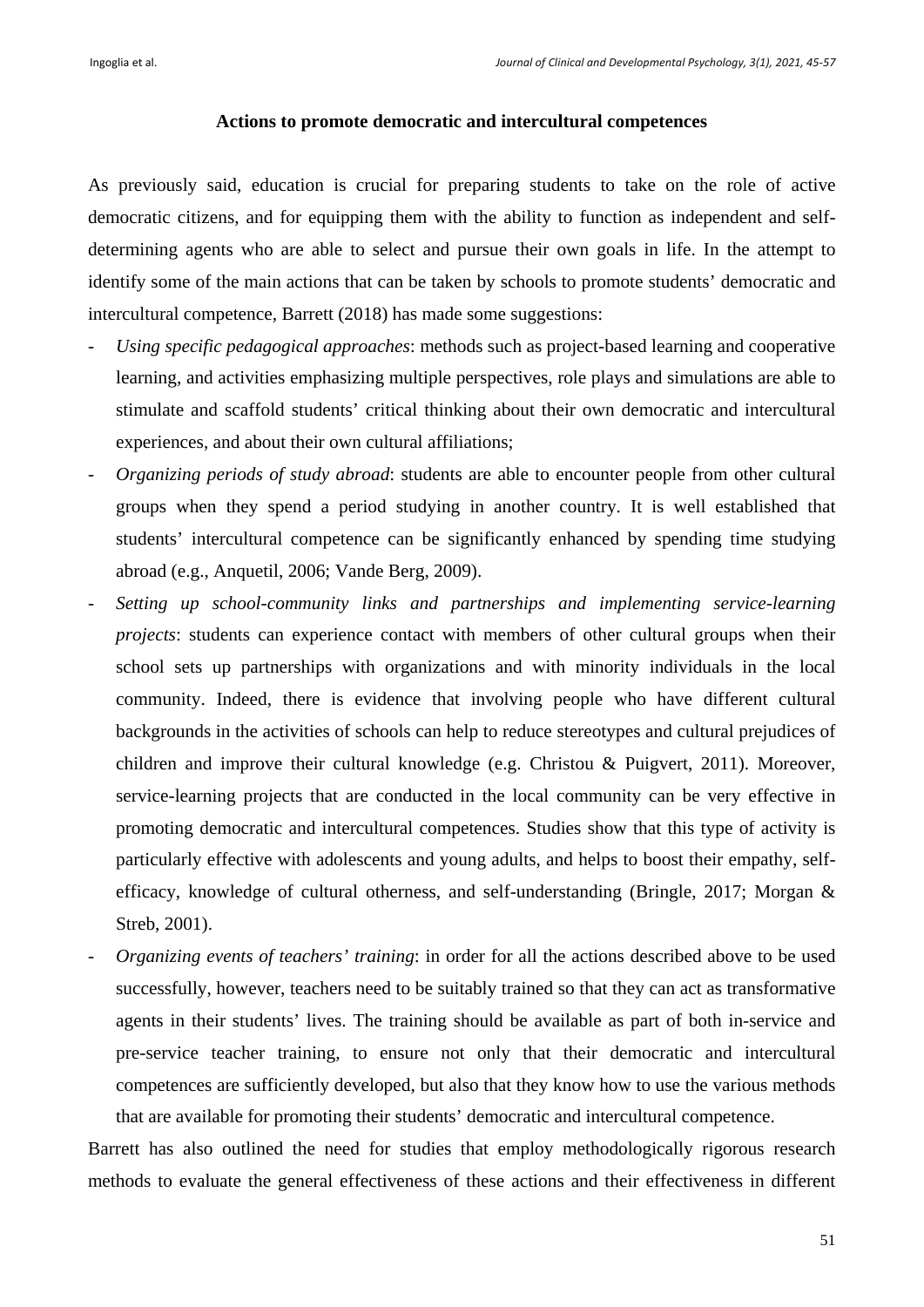### Actions to promote democratic and intercultural competences

As previously said, education is crucial for preparing students to take on the role of active democratic citizens, and for equipping them with the ability to function as independent and self-determining agents who are able to select and pursue their own goals in life. In the attempt to identify some of the main actions that can be taken by schools to promote students' democratic and intercultural competence, Barrett (2018) has made some suggestions:

- *Using specific pedagogical approaches*: methods such as project-based learning and cooperative learning, and activities emphasizing multiple perspectives, role plays and simulations are able to stimulate and scaffold students' critical thinking about their own democratic and intercultural experiences, and about their own cultural affiliations;
- *Organizing periods of study abroad*: students are able to encounter people from other cultural groups when they spend a period studying in another country. It is well established that students' intercultural competence can be significantly enhanced by spending time studying abroad (e.g., Anquetil, 2006; Vande Berg, 2009).
- *Setting up school-community links and partnerships and implementing service-learning projects*: students can experience contact with members of other cultural groups when their school sets up partnerships with organizations and with minority individuals in the local community. Indeed, there is evidence that involving people who have different cultural backgrounds in the activities of schools can help to reduce stereotypes and cultural prejudices of children and improve their cultural knowledge (e.g. Christou & Puigvert, 2011). Moreover, service-learning projects that are conducted in the local community can be very effective in promoting democratic and intercultural competences. Studies show that this type of activity is particularly effective with adolescents and young adults, and helps to boost their empathy, self-efficacy, knowledge of cultural otherness, and self-understanding (Bringle, 2017; Morgan & Streb, 2001).
- *Organizing events of teachers' training*: in order for all the actions described above to be used successfully, however, teachers need to be suitably trained so that they can act as transformative agents in their students' lives. The training should be available as part of both in-service and pre-service teacher training, to ensure not only that their democratic and intercultural competences are sufficiently developed, but also that they know how to use the various methods that are available for promoting their students' democratic and intercultural competence.

Barrett has also outlined the need for studies that employ methodologically rigorous research methods to evaluate the general effectiveness of these actions and their effectiveness in different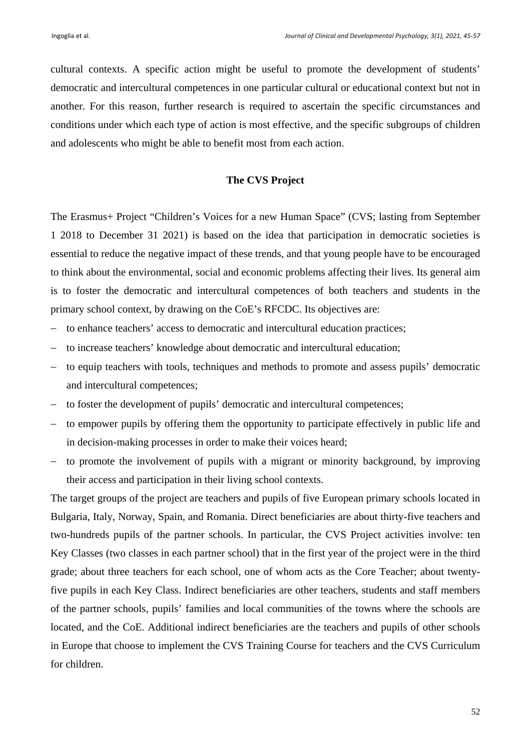cultural contexts. A specific action might be useful to promote the development of students' democratic and intercultural competences in one particular cultural or educational context but not in another. For this reason, further research is required to ascertain the specific circumstances and conditions under which each type of action is most effective, and the specific subgroups of children and adolescents who might be able to benefit most from each action.

## The CVS Project

The Erasmus+ Project "Children's Voices for a new Human Space" (CVS; lasting from September 1 2018 to December 31 2021) is based on the idea that participation in democratic societies is essential to reduce the negative impact of these trends, and that young people have to be encouraged to think about the environmental, social and economic problems affecting their lives. Its general aim is to foster the democratic and intercultural competences of both teachers and students in the primary school context, by drawing on the CoE's RFCDC. Its objectives are:

- to enhance teachers' access to democratic and intercultural education practices;
- to increase teachers' knowledge about democratic and intercultural education;
- to equip teachers with tools, techniques and methods to promote and assess pupils' democratic and intercultural competences;
- to foster the development of pupils' democratic and intercultural competences;
- to empower pupils by offering them the opportunity to participate effectively in public life and in decision-making processes in order to make their voices heard;
- to promote the involvement of pupils with a migrant or minority background, by improving their access and participation in their living school contexts.

The target groups of the project are teachers and pupils of five European primary schools located in Bulgaria, Italy, Norway, Spain, and Romania. Direct beneficiaries are about thirty-five teachers and two-hundreds pupils of the partner schools. In particular, the CVS Project activities involve: ten Key Classes (two classes in each partner school) that in the first year of the project were in the third grade; about three teachers for each school, one of whom acts as the Core Teacher; about twenty-five pupils in each Key Class. Indirect beneficiaries are other teachers, students and staff members of the partner schools, pupils' families and local communities of the towns where the schools are located, and the CoE. Additional indirect beneficiaries are the teachers and pupils of other schools in Europe that choose to implement the CVS Training Course for teachers and the CVS Curriculum for children.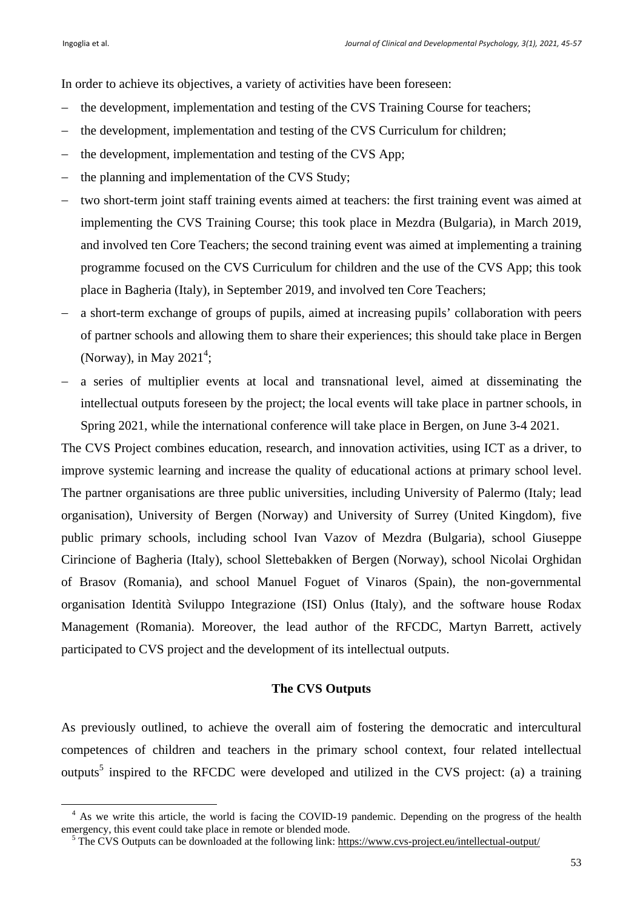In order to achieve its objectives, a variety of activities have been foreseen:

- the development, implementation and testing of the CVS Training Course for teachers;
- the development, implementation and testing of the CVS Curriculum for children;
- the development, implementation and testing of the CVS App;
- the planning and implementation of the CVS Study;
- two short-term joint staff training events aimed at teachers: the first training event was aimed at implementing the CVS Training Course; this took place in Mezdra (Bulgaria), in March 2019, and involved ten Core Teachers; the second training event was aimed at implementing a training programme focused on the CVS Curriculum for children and the use of the CVS App; this took place in Bagheria (Italy), in September 2019, and involved ten Core Teachers;
- a short-term exchange of groups of pupils, aimed at increasing pupils' collaboration with peers of partner schools and allowing them to share their experiences; this should take place in Bergen (Norway), in May 2021[4];
- a series of multiplier events at local and transnational level, aimed at disseminating the intellectual outputs foreseen by the project; the local events will take place in partner schools, in Spring 2021, while the international conference will take place in Bergen, on June 3-4 2021.

The CVS Project combines education, research, and innovation activities, using ICT as a driver, to improve systemic learning and increase the quality of educational actions at primary school level. The partner organisations are three public universities, including University of Palermo (Italy; lead organisation), University of Bergen (Norway) and University of Surrey (United Kingdom), five public primary schools, including school Ivan Vazov of Mezdra (Bulgaria), school Giuseppe Cirincione of Bagheria (Italy), school Slettebakken of Bergen (Norway), school Nicolai Orghidan of Brasov (Romania), and school Manuel Foguet of Vinaros (Spain), the non-governmental organisation Identità Sviluppo Integrazione (ISI) Onlus (Italy), and the software house Rodax Management (Romania). Moreover, the lead author of the RFCDC, Martyn Barrett, actively participated to CVS project and the development of its intellectual outputs.

## The CVS Outputs

As previously outlined, to achieve the overall aim of fostering the democratic and intercultural competences of children and teachers in the primary school context, four related intellectual outputs[5] inspired to the RFCDC were developed and utilized in the CVS project: (a) a training

[4] As we write this article, the world is facing the COVID-19 pandemic. Depending on the progress of the health emergency, this event could take place in remote or blended mode.

[5] The CVS Outputs can be downloaded at the following link: https://www.cvs-project.eu/intellectual-output/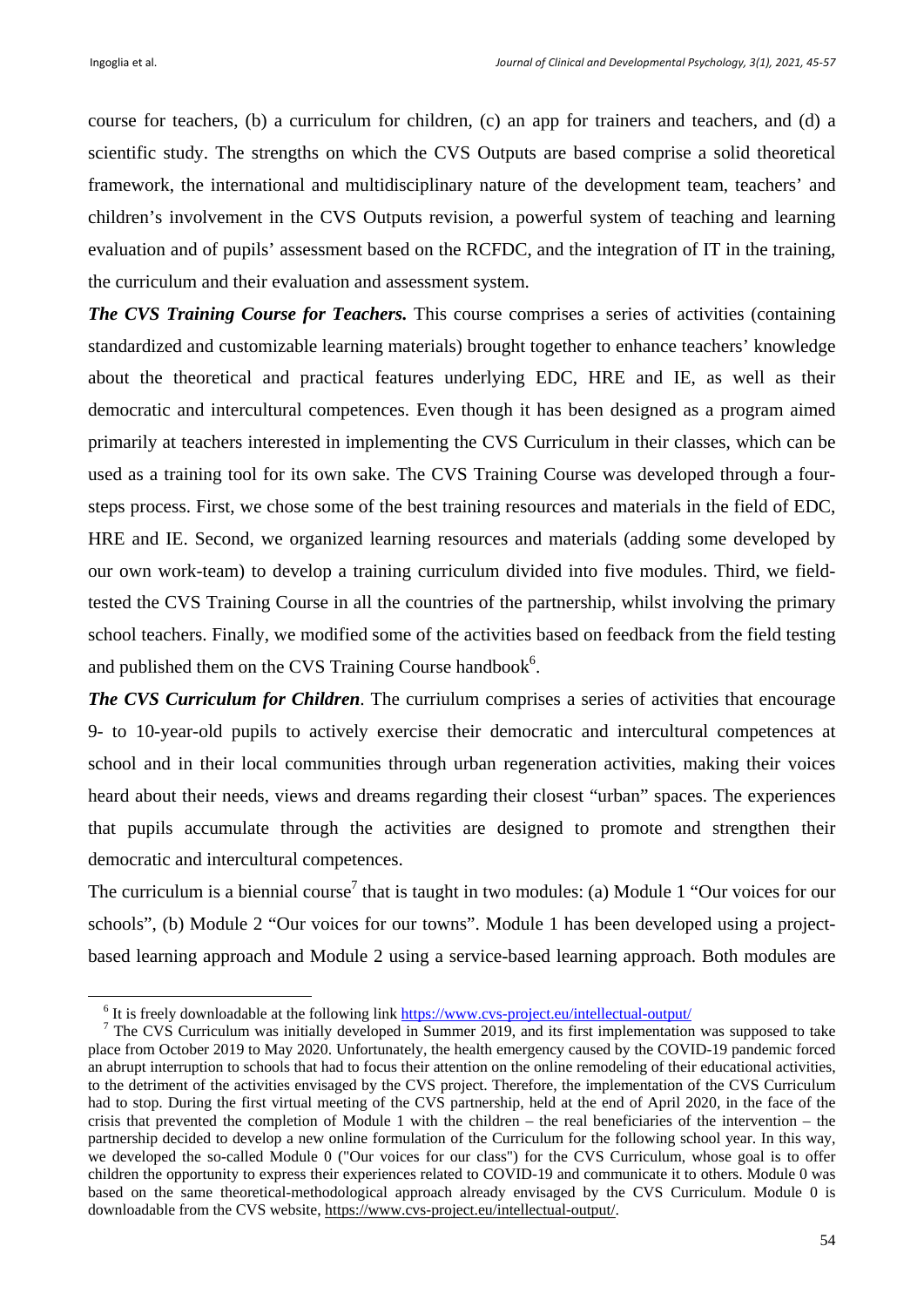course for teachers, (b) a curriculum for children, (c) an app for trainers and teachers, and (d) a scientific study. The strengths on which the CVS Outputs are based comprise a solid theoretical framework, the international and multidisciplinary nature of the development team, teachers' and children's involvement in the CVS Outputs revision, a powerful system of teaching and learning evaluation and of pupils' assessment based on the RCFDC, and the integration of IT in the training, the curriculum and their evaluation and assessment system.

***The CVS Training Course for Teachers.*** This course comprises a series of activities (containing standardized and customizable learning materials) brought together to enhance teachers' knowledge about the theoretical and practical features underlying EDC, HRE and IE, as well as their democratic and intercultural competences. Even though it has been designed as a program aimed primarily at teachers interested in implementing the CVS Curriculum in their classes, which can be used as a training tool for its own sake. The CVS Training Course was developed through a four-steps process. First, we chose some of the best training resources and materials in the field of EDC, HRE and IE. Second, we organized learning resources and materials (adding some developed by our own work-team) to develop a training curriculum divided into five modules. Third, we field-tested the CVS Training Course in all the countries of the partnership, whilst involving the primary school teachers. Finally, we modified some of the activities based on feedback from the field testing and published them on the CVS Training Course handbook[6].

***The CVS Curriculum for Children***. The curriulum comprises a series of activities that encourage 9- to 10-year-old pupils to actively exercise their democratic and intercultural competences at school and in their local communities through urban regeneration activities, making their voices heard about their needs, views and dreams regarding their closest "urban" spaces. The experiences that pupils accumulate through the activities are designed to promote and strengthen their democratic and intercultural competences.

The curriculum is a biennial course[7] that is taught in two modules: (a) Module 1 "Our voices for our schools", (b) Module 2 "Our voices for our towns". Module 1 has been developed using a project-based learning approach and Module 2 using a service-based learning approach. Both modules are

---

[6] It is freely downloadable at the following link https://www.cvs-project.eu/intellectual-output/

[7] The CVS Curriculum was initially developed in Summer 2019, and its first implementation was supposed to take place from October 2019 to May 2020. Unfortunately, the health emergency caused by the COVID-19 pandemic forced an abrupt interruption to schools that had to focus their attention on the online remodeling of their educational activities, to the detriment of the activities envisaged by the CVS project. Therefore, the implementation of the CVS Curriculum had to stop. During the first virtual meeting of the CVS partnership, held at the end of April 2020, in the face of the crisis that prevented the completion of Module 1 with the children – the real beneficiaries of the intervention – the partnership decided to develop a new online formulation of the Curriculum for the following school year. In this way, we developed the so-called Module 0 ("Our voices for our class") for the CVS Curriculum, whose goal is to offer children the opportunity to express their experiences related to COVID-19 and communicate it to others. Module 0 was based on the same theoretical-methodological approach already envisaged by the CVS Curriculum. Module 0 is downloadable from the CVS website, https://www.cvs-project.eu/intellectual-output/.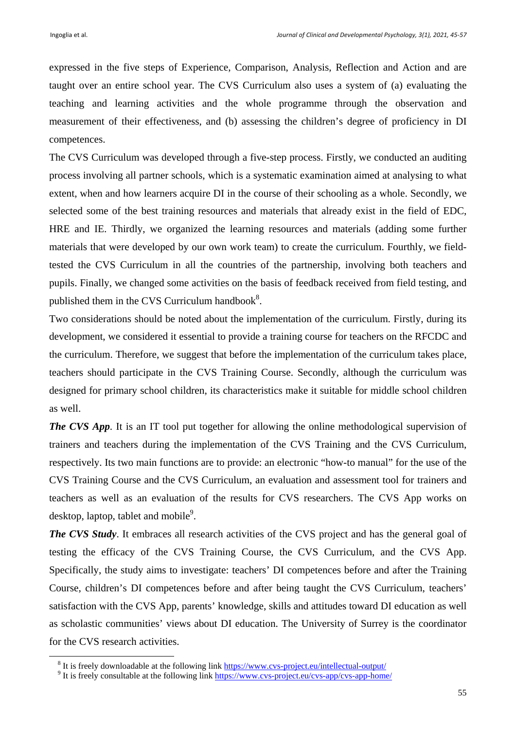expressed in the five steps of Experience, Comparison, Analysis, Reflection and Action and are taught over an entire school year. The CVS Curriculum also uses a system of (a) evaluating the teaching and learning activities and the whole programme through the observation and measurement of their effectiveness, and (b) assessing the children's degree of proficiency in DI competences.

The CVS Curriculum was developed through a five-step process. Firstly, we conducted an auditing process involving all partner schools, which is a systematic examination aimed at analysing to what extent, when and how learners acquire DI in the course of their schooling as a whole. Secondly, we selected some of the best training resources and materials that already exist in the field of EDC, HRE and IE. Thirdly, we organized the learning resources and materials (adding some further materials that were developed by our own work team) to create the curriculum. Fourthly, we field-tested the CVS Curriculum in all the countries of the partnership, involving both teachers and pupils. Finally, we changed some activities on the basis of feedback received from field testing, and published them in the CVS Curriculum handbook[8].

Two considerations should be noted about the implementation of the curriculum. Firstly, during its development, we considered it essential to provide a training course for teachers on the RFCDC and the curriculum. Therefore, we suggest that before the implementation of the curriculum takes place, teachers should participate in the CVS Training Course. Secondly, although the curriculum was designed for primary school children, its characteristics make it suitable for middle school children as well.

***The CVS App***. It is an IT tool put together for allowing the online methodological supervision of trainers and teachers during the implementation of the CVS Training and the CVS Curriculum, respectively. Its two main functions are to provide: an electronic "how-to manual" for the use of the CVS Training Course and the CVS Curriculum, an evaluation and assessment tool for trainers and teachers as well as an evaluation of the results for CVS researchers. The CVS App works on desktop, laptop, tablet and mobile[9].

***The CVS Study***. It embraces all research activities of the CVS project and has the general goal of testing the efficacy of the CVS Training Course, the CVS Curriculum, and the CVS App. Specifically, the study aims to investigate: teachers' DI competences before and after the Training Course, children's DI competences before and after being taught the CVS Curriculum, teachers' satisfaction with the CVS App, parents' knowledge, skills and attitudes toward DI education as well as scholastic communities' views about DI education. The University of Surrey is the coordinator for the CVS research activities.

---

[8] It is freely downloadable at the following link https://www.cvs-project.eu/intellectual-output/

[9] It is freely consultable at the following link https://www.cvs-project.eu/cvs-app/cvs-app-home/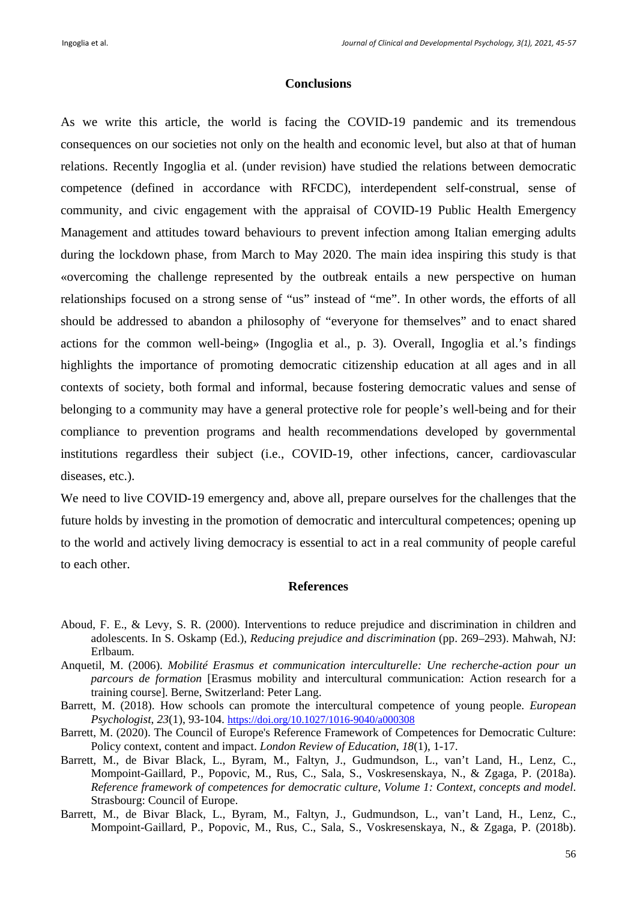## Conclusions

As we write this article, the world is facing the COVID-19 pandemic and its tremendous consequences on our societies not only on the health and economic level, but also at that of human relations. Recently Ingoglia et al. (under revision) have studied the relations between democratic competence (defined in accordance with RFCDC), interdependent self-construal, sense of community, and civic engagement with the appraisal of COVID-19 Public Health Emergency Management and attitudes toward behaviours to prevent infection among Italian emerging adults during the lockdown phase, from March to May 2020. The main idea inspiring this study is that «overcoming the challenge represented by the outbreak entails a new perspective on human relationships focused on a strong sense of "us" instead of "me". In other words, the efforts of all should be addressed to abandon a philosophy of "everyone for themselves" and to enact shared actions for the common well-being» (Ingoglia et al., p. 3). Overall, Ingoglia et al.'s findings highlights the importance of promoting democratic citizenship education at all ages and in all contexts of society, both formal and informal, because fostering democratic values and sense of belonging to a community may have a general protective role for people's well-being and for their compliance to prevention programs and health recommendations developed by governmental institutions regardless their subject (i.e., COVID-19, other infections, cancer, cardiovascular diseases, etc.).

We need to live COVID-19 emergency and, above all, prepare ourselves for the challenges that the future holds by investing in the promotion of democratic and intercultural competences; opening up to the world and actively living democracy is essential to act in a real community of people careful to each other.

## References

Aboud, F. E., & Levy, S. R. (2000). Interventions to reduce prejudice and discrimination in children and adolescents. In S. Oskamp (Ed.), *Reducing prejudice and discrimination* (pp. 269–293). Mahwah, NJ: Erlbaum.

Anquetil, M. (2006). *Mobilité Erasmus et communication interculturelle: Une recherche-action pour un parcours de formation* [Erasmus mobility and intercultural communication: Action research for a training course]. Berne, Switzerland: Peter Lang.

Barrett, M. (2018). How schools can promote the intercultural competence of young people. *European Psychologist*, *23*(1), 93-104. https://doi.org/10.1027/1016-9040/a000308

Barrett, M. (2020). The Council of Europe's Reference Framework of Competences for Democratic Culture: Policy context, content and impact. *London Review of Education*, *18*(1), 1-17.

Barrett, M., de Bivar Black, L., Byram, M., Faltyn, J., Gudmundson, L., van't Land, H., Lenz, C., Mompoint-Gaillard, P., Popovic, M., Rus, C., Sala, S., Voskresenskaya, N., & Zgaga, P. (2018a). *Reference framework of competences for democratic culture, Volume 1: Context, concepts and model*. Strasbourg: Council of Europe.

Barrett, M., de Bivar Black, L., Byram, M., Faltyn, J., Gudmundson, L., van't Land, H., Lenz, C., Mompoint-Gaillard, P., Popovic, M., Rus, C., Sala, S., Voskresenskaya, N., & Zgaga, P. (2018b).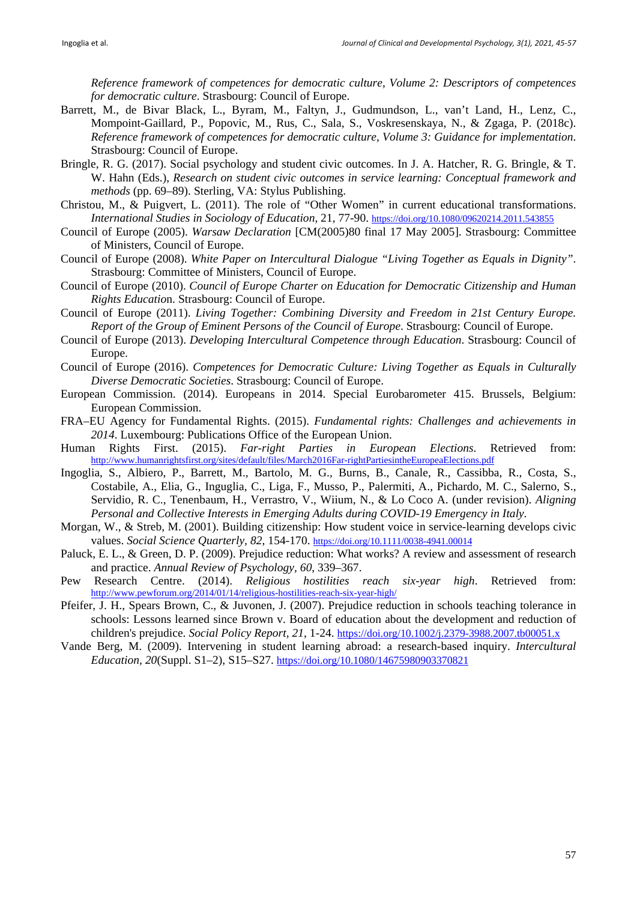*Reference framework of competences for democratic culture, Volume 2: Descriptors of competences for democratic culture*. Strasbourg: Council of Europe.

Barrett, M., de Bivar Black, L., Byram, M., Faltyn, J., Gudmundson, L., van't Land, H., Lenz, C., Mompoint-Gaillard, P., Popovic, M., Rus, C., Sala, S., Voskresenskaya, N., & Zgaga, P. (2018c). *Reference framework of competences for democratic culture, Volume 3: Guidance for implementation*. Strasbourg: Council of Europe.

Bringle, R. G. (2017). Social psychology and student civic outcomes. In J. A. Hatcher, R. G. Bringle, & T. W. Hahn (Eds.), *Research on student civic outcomes in service learning: Conceptual framework and methods* (pp. 69–89). Sterling, VA: Stylus Publishing.

Christou, M., & Puigvert, L. (2011). The role of "Other Women" in current educational transformations. *International Studies in Sociology of Education,* 21, 77-90. https://doi.org/10.1080/09620214.2011.543855

Council of Europe (2005). *Warsaw Declaration* [CM(2005)80 final 17 May 2005]. Strasbourg: Committee of Ministers, Council of Europe.

Council of Europe (2008). *White Paper on Intercultural Dialogue "Living Together as Equals in Dignity"*. Strasbourg: Committee of Ministers, Council of Europe.

Council of Europe (2010). *Council of Europe Charter on Education for Democratic Citizenship and Human Rights Educatio*n. Strasbourg: Council of Europe.

Council of Europe (2011). *Living Together: Combining Diversity and Freedom in 21st Century Europe. Report of the Group of Eminent Persons of the Council of Europe*. Strasbourg: Council of Europe.

Council of Europe (2013). *Developing Intercultural Competence through Education*. Strasbourg: Council of Europe.

Council of Europe (2016). *Competences for Democratic Culture: Living Together as Equals in Culturally Diverse Democratic Societies*. Strasbourg: Council of Europe.

European Commission. (2014). Europeans in 2014. Special Eurobarometer 415. Brussels, Belgium: European Commission.

FRA–EU Agency for Fundamental Rights. (2015). *Fundamental rights: Challenges and achievements in 2014*. Luxembourg: Publications Office of the European Union.

Human Rights First. (2015). *Far-right Parties in European Elections*. Retrieved from: http://www.humanrightsfirst.org/sites/default/files/March2016Far-rightPartiesintheEuropeaElections.pdf

Ingoglia, S., Albiero, P., Barrett, M., Bartolo, M. G., Burns, B., Canale, R., Cassibba, R., Costa, S., Costabile, A., Elia, G., Inguglia, C., Liga, F., Musso, P., Palermiti, A., Pichardo, M. C., Salerno, S., Servidio, R. C., Tenenbaum, H., Verrastro, V., Wiium, N., & Lo Coco A. (under revision). *Aligning Personal and Collective Interests in Emerging Adults during COVID-19 Emergency in Italy*.

Morgan, W., & Streb, M. (2001). Building citizenship: How student voice in service-learning develops civic values. *Social Science Quarterly, 82*, 154-170. https://doi.org/10.1111/0038-4941.00014

Paluck, E. L., & Green, D. P. (2009). Prejudice reduction: What works? A review and assessment of research and practice. *Annual Review of Psychology, 60*, 339–367.

Pew Research Centre. (2014). *Religious hostilities reach six-year high*. Retrieved from: http://www.pewforum.org/2014/01/14/religious-hostilities-reach-six-year-high/

Pfeifer, J. H., Spears Brown, C., & Juvonen, J. (2007). Prejudice reduction in schools teaching tolerance in schools: Lessons learned since Brown v. Board of education about the development and reduction of children's prejudice. *Social Policy Report, 21*, 1-24. https://doi.org/10.1002/j.2379-3988.2007.tb00051.x

Vande Berg, M. (2009). Intervening in student learning abroad: a research-based inquiry. *Intercultural Education, 20*(Suppl. S1–2), S15–S27. https://doi.org/10.1080/14675980903370821